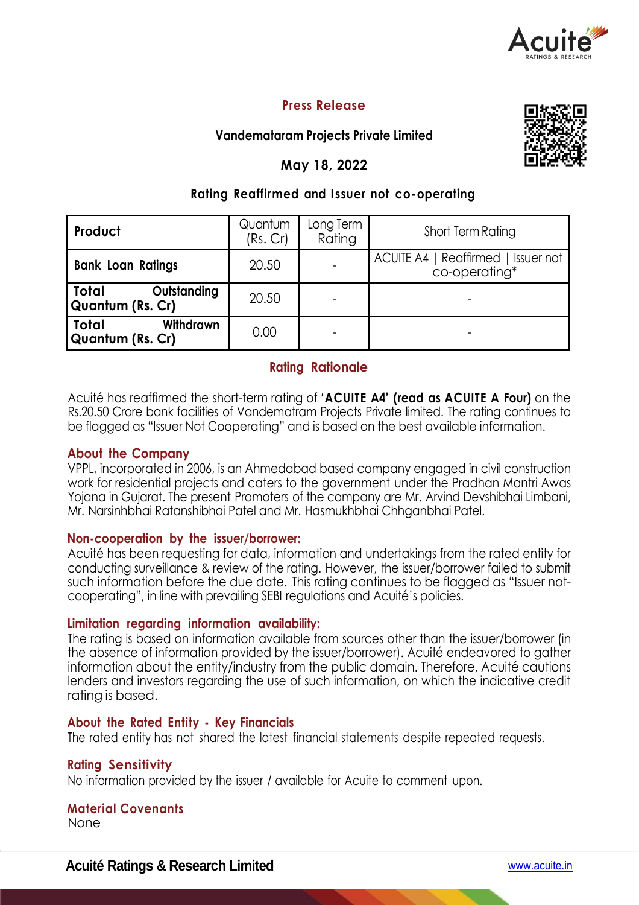# Press Release

## Vandemataram Projects Private Limited

**May 18, 2022**

### Rating Reaffirmed and Issuer not co-operating

| Product | Quantum (Rs. Cr) | Long Term Rating | Short Term Rating |
|---|---|---|---|
| **Bank Loan Ratings** | 20.50 | - | ACUITE A4 \| Reaffirmed \| Issuer not co-operating* |
| **Total Outstanding Quantum (Rs. Cr)** | 20.50 | - | - |
| **Total Withdrawn Quantum (Rs. Cr)** | 0.00 | - | - |

## Rating Rationale

Acuité has reaffirmed the short-term rating of **'ACUITE A4' (read as ACUITE A Four)** on the Rs.20.50 Crore bank facilities of Vandematram Projects Private limited. The rating continues to be flagged as "Issuer Not Cooperating" and is based on the best available information.

## About the Company

VPPL, incorporated in 2006, is an Ahmedabad based company engaged in civil construction work for residential projects and caters to the government under the Pradhan Mantri Awas Yojana in Gujarat. The present Promoters of the company are Mr. Arvind Devshibhai Limbani, Mr. Narsinhbhai Ratanshibhai Patel and Mr. Hasmukhbhai Chhganbhai Patel.

## Non-cooperation by the issuer/borrower:

Acuité has been requesting for data, information and undertakings from the rated entity for conducting surveillance & review of the rating. However, the issuer/borrower failed to submit such information before the due date. This rating continues to be flagged as "Issuer not-cooperating", in line with prevailing SEBI regulations and Acuité's policies.

## Limitation regarding information availability:

The rating is based on information available from sources other than the issuer/borrower (in the absence of information provided by the issuer/borrower). Acuité endeavored to gather information about the entity/industry from the public domain. Therefore, Acuité cautions lenders and investors regarding the use of such information, on which the indicative credit rating is based.

## About the Rated Entity - Key Financials

The rated entity has not shared the latest financial statements despite repeated requests.

## Rating Sensitivity

No information provided by the issuer / available for Acuite to comment upon.

## Material Covenants

None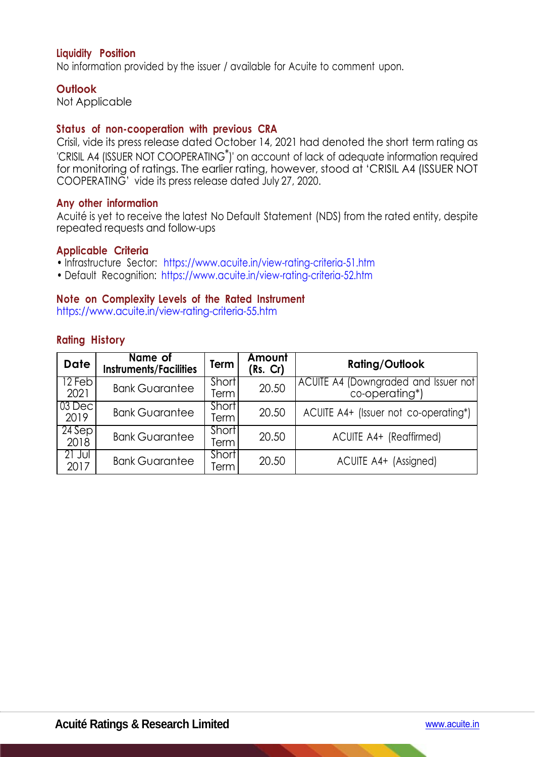### Liquidity Position

No information provided by the issuer / available for Acuite to comment upon.

### Outlook

Not Applicable

### Status of non-cooperation with previous CRA

Crisil, vide its press release dated October 14, 2021 had denoted the short term rating as 'CRISIL A4 (ISSUER NOT COOPERATING*)' on account of lack of adequate information required for monitoring of ratings. The earlier rating, however, stood at 'CRISIL A4 (ISSUER NOT COOPERATING' vide its press release dated July 27, 2020.

### Any other information

Acuité is yet to receive the latest No Default Statement (NDS) from the rated entity, despite repeated requests and follow-ups

### Applicable Criteria

- Infrastructure Sector: https://www.acuite.in/view-rating-criteria-51.htm
- Default Recognition: https://www.acuite.in/view-rating-criteria-52.htm

### Note on Complexity Levels of the Rated Instrument

https://www.acuite.in/view-rating-criteria-55.htm

### Rating History

| Date | Name of Instruments/Facilities | Term | Amount (Rs. Cr) | Rating/Outlook |
|---|---|---|---|---|
| 12 Feb 2021 | Bank Guarantee | Short Term | 20.50 | ACUITE A4 (Downgraded and Issuer not co-operating*) |
| 03 Dec 2019 | Bank Guarantee | Short Term | 20.50 | ACUITE A4+ (Issuer not co-operating*) |
| 24 Sep 2018 | Bank Guarantee | Short Term | 20.50 | ACUITE A4+ (Reaffirmed) |
| 21 Jul 2017 | Bank Guarantee | Short Term | 20.50 | ACUITE A4+ (Assigned) |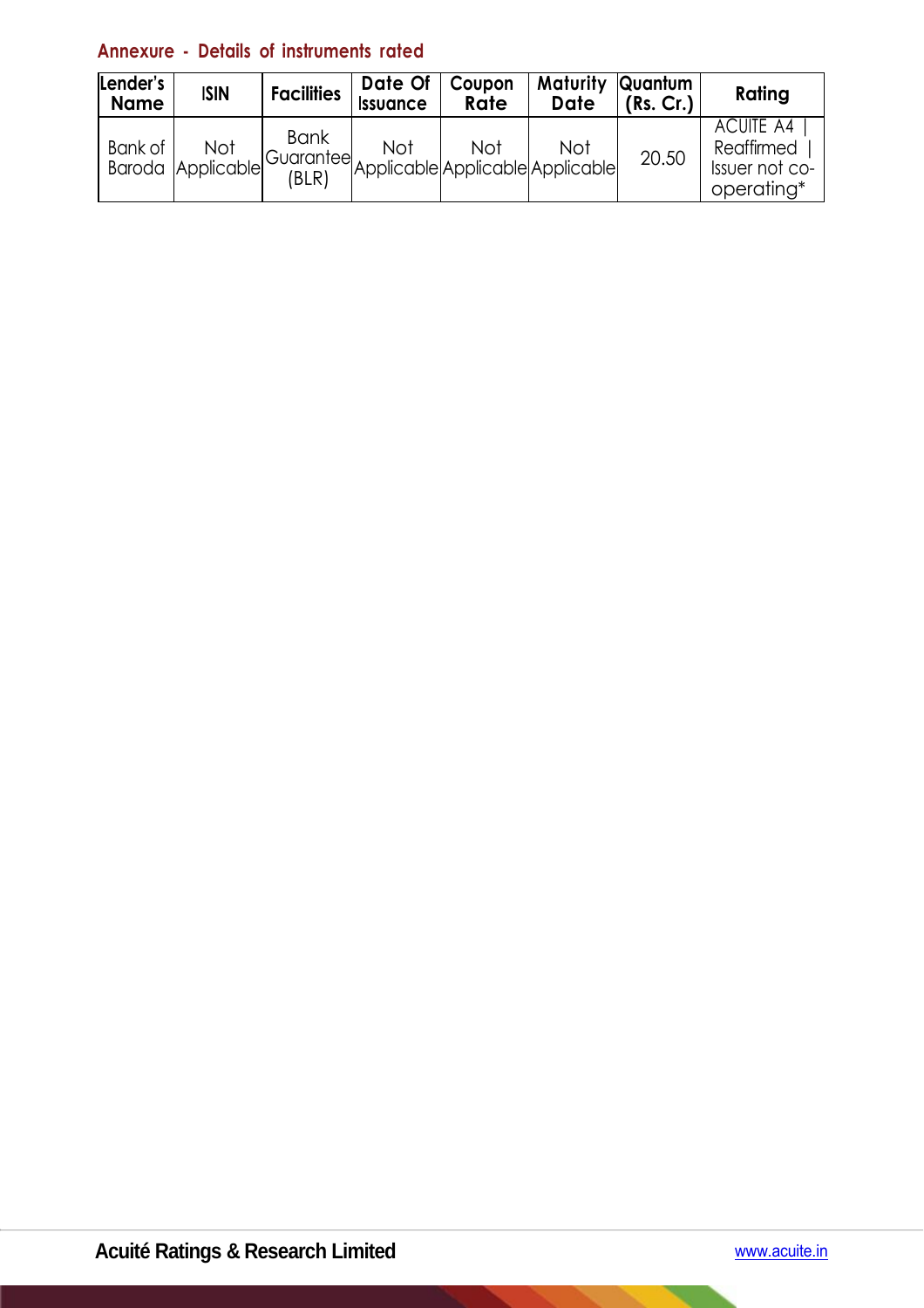## Annexure - Details of instruments rated

| Lender's Name | ISIN | Facilities | Date Of Issuance | Coupon Rate | Maturity Date | Quantum (Rs. Cr.) | Rating |
|---|---|---|---|---|---|---|---|
| Bank of Baroda | Not Applicable | Bank Guarantee (BLR) | Not Applicable | Not Applicable | Not Applicable | 20.50 | ACUITE A4 \| Reaffirmed \| Issuer not co-operating* |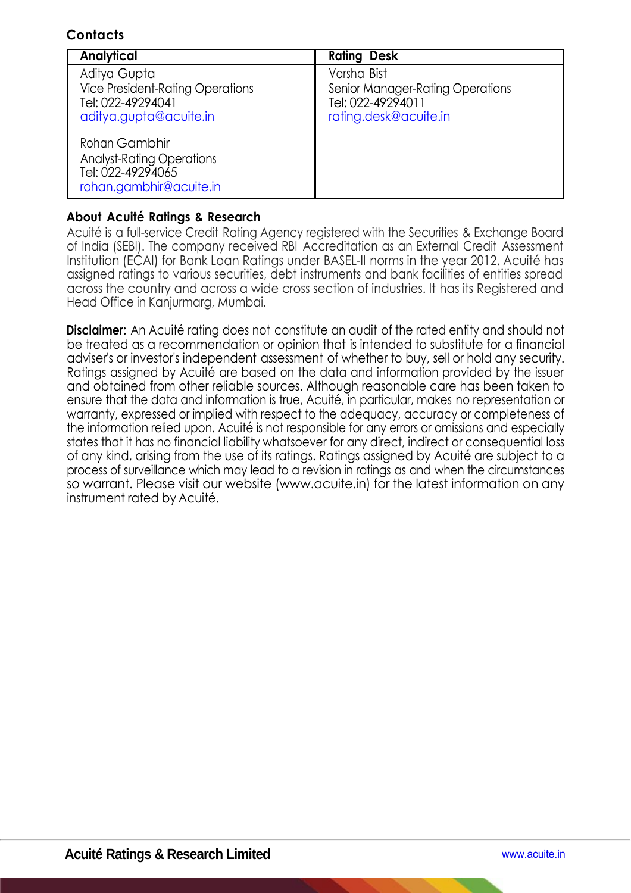## Contacts

| Analytical | Rating Desk |
| --- | --- |
| Aditya Gupta<br>Vice President-Rating Operations<br>Tel: 022-49294041<br>aditya.gupta@acuite.in<br><br>Rohan Gambhir<br>Analyst-Rating Operations<br>Tel: 022-49294065<br>rohan.gambhir@acuite.in | Varsha Bist<br>Senior Manager-Rating Operations<br>Tel: 022-49294011<br>rating.desk@acuite.in |

## About Acuité Ratings & Research

Acuité is a full-service Credit Rating Agency registered with the Securities & Exchange Board of India (SEBI). The company received RBI Accreditation as an External Credit Assessment Institution (ECAI) for Bank Loan Ratings under BASEL-II norms in the year 2012. Acuité has assigned ratings to various securities, debt instruments and bank facilities of entities spread across the country and across a wide cross section of industries. It has its Registered and Head Office in Kanjurmarg, Mumbai.

**Disclaimer:** An Acuité rating does not constitute an audit of the rated entity and should not be treated as a recommendation or opinion that is intended to substitute for a financial adviser's or investor's independent assessment of whether to buy, sell or hold any security. Ratings assigned by Acuité are based on the data and information provided by the issuer and obtained from other reliable sources. Although reasonable care has been taken to ensure that the data and information is true, Acuité, in particular, makes no representation or warranty, expressed or implied with respect to the adequacy, accuracy or completeness of the information relied upon. Acuité is not responsible for any errors or omissions and especially states that it has no financial liability whatsoever for any direct, indirect or consequential loss of any kind, arising from the use of its ratings. Ratings assigned by Acuité are subject to a process of surveillance which may lead to a revision in ratings as and when the circumstances so warrant. Please visit our website (www.acuite.in) for the latest information on any instrument rated by Acuité.